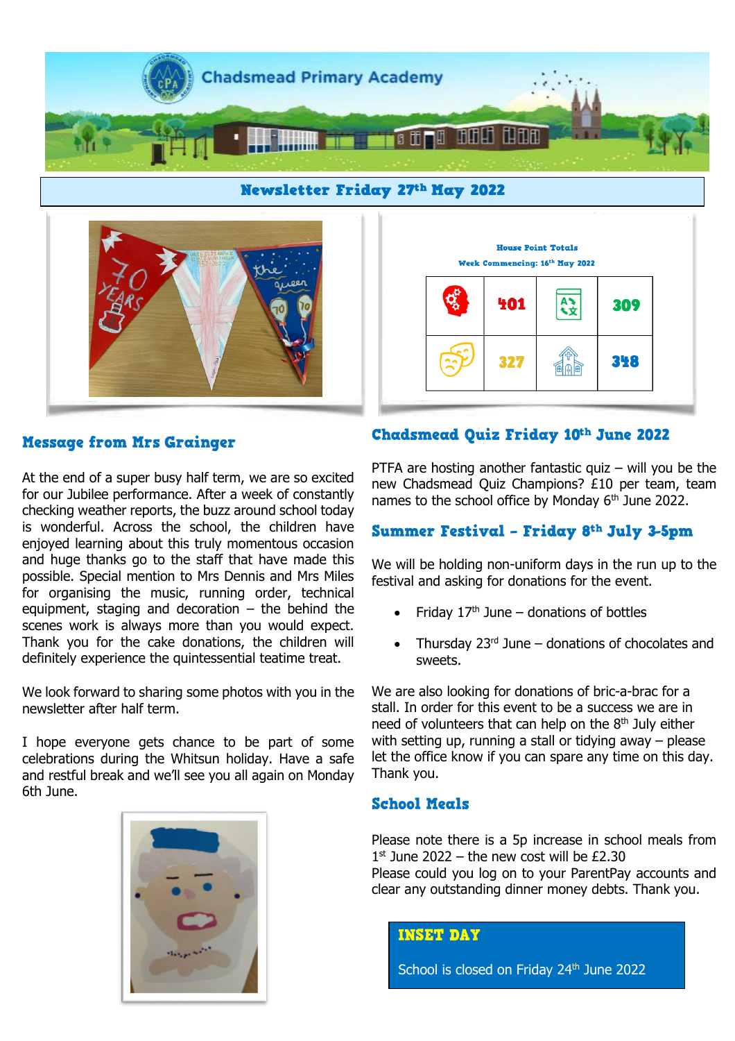# Chadsmead Primary Academy

## Newsletter Friday 27th May 2022

**House Point Totals**

**Week Commencing: 16th May 2022**

| | | | |
|---|---|---|---|
| | 401 | | 309 |
| | 327 | | 348 |

## Message from Mrs Grainger

At the end of a super busy half term, we are so excited for our Jubilee performance. After a week of constantly checking weather reports, the buzz around school today is wonderful. Across the school, the children have enjoyed learning about this truly momentous occasion and huge thanks go to the staff that have made this possible. Special mention to Mrs Dennis and Mrs Miles for organising the music, running order, technical equipment, staging and decoration – the behind the scenes work is always more than you would expect. Thank you for the cake donations, the children will definitely experience the quintessential teatime treat.

We look forward to sharing some photos with you in the newsletter after half term.

I hope everyone gets chance to be part of some celebrations during the Whitsun holiday. Have a safe and restful break and we'll see you all again on Monday 6th June.

## Chadsmead Quiz Friday 10th June 2022

PTFA are hosting another fantastic quiz – will you be the new Chadsmead Quiz Champions? £10 per team, team names to the school office by Monday 6th June 2022.

## Summer Festival - Friday 8th July 3-5pm

We will be holding non-uniform days in the run up to the festival and asking for donations for the event.

- Friday 17th June – donations of bottles
- Thursday 23rd June – donations of chocolates and sweets.

We are also looking for donations of bric-a-brac for a stall. In order for this event to be a success we are in need of volunteers that can help on the 8th July either with setting up, running a stall or tidying away – please let the office know if you can spare any time on this day. Thank you.

## School Meals

Please note there is a 5p increase in school meals from 1st June 2022 – the new cost will be £2.30

Please could you log on to your ParentPay accounts and clear any outstanding dinner money debts. Thank you.

**INSET DAY**

School is closed on Friday 24th June 2022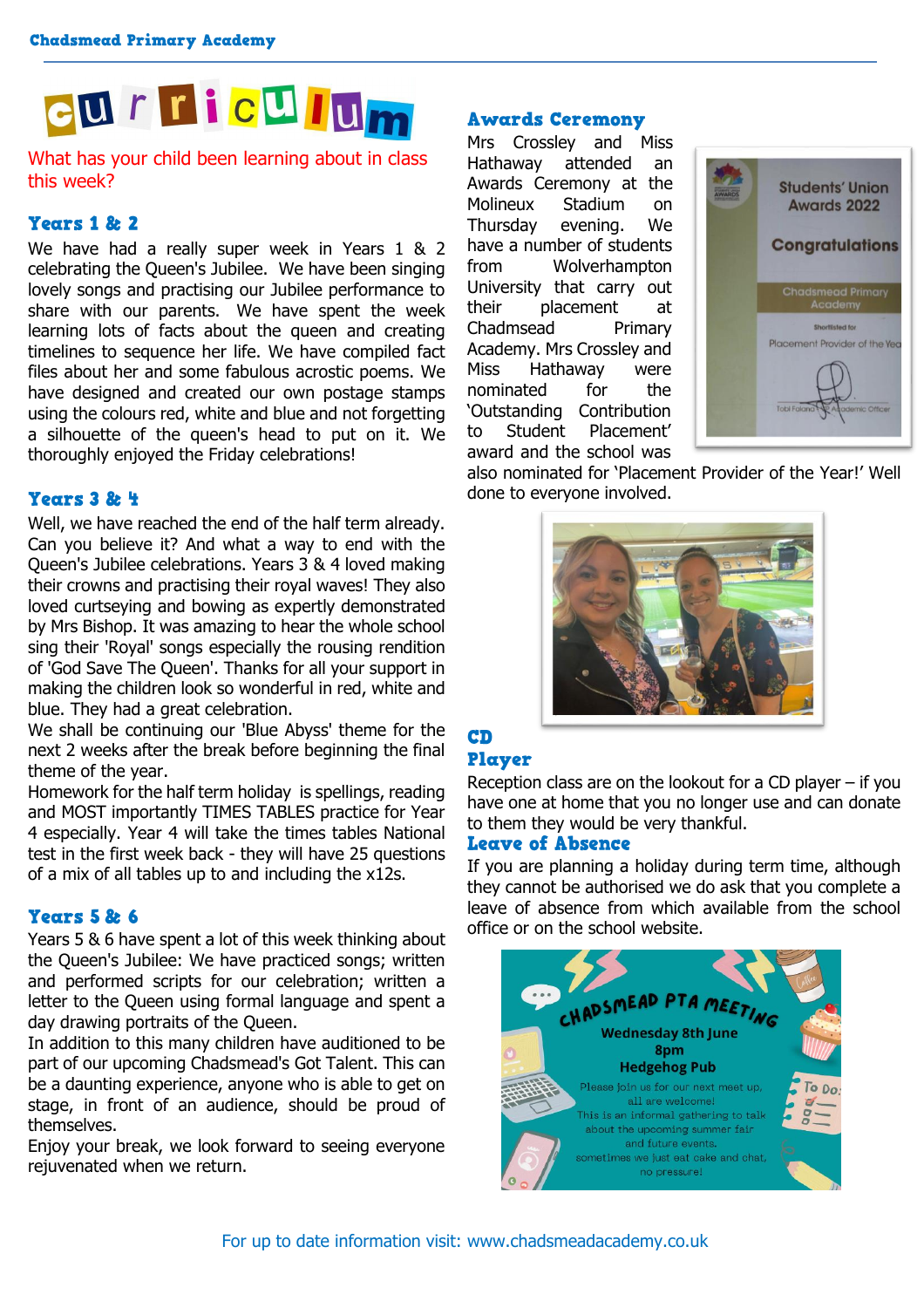# Curriculum

What has your child been learning about in class this week?

## Years 1 & 2

We have had a really super week in Years 1 & 2 celebrating the Queen's Jubilee. We have been singing lovely songs and practising our Jubilee performance to share with our parents. We have spent the week learning lots of facts about the queen and creating timelines to sequence her life. We have compiled fact files about her and some fabulous acrostic poems. We have designed and created our own postage stamps using the colours red, white and blue and not forgetting a silhouette of the queen's head to put on it. We thoroughly enjoyed the Friday celebrations!

## Years 3 & 4

Well, we have reached the end of the half term already. Can you believe it? And what a way to end with the Queen's Jubilee celebrations. Years 3 & 4 loved making their crowns and practising their royal waves! They also loved curtseying and bowing as expertly demonstrated by Mrs Bishop. It was amazing to hear the whole school sing their 'Royal' songs especially the rousing rendition of 'God Save The Queen'. Thanks for all your support in making the children look so wonderful in red, white and blue. They had a great celebration.

We shall be continuing our 'Blue Abyss' theme for the next 2 weeks after the break before beginning the final theme of the year.

Homework for the half term holiday is spellings, reading and MOST importantly TIMES TABLES practice for Year 4 especially. Year 4 will take the times tables National test in the first week back - they will have 25 questions of a mix of all tables up to and including the x12s.

## Years 5 & 6

Years 5 & 6 have spent a lot of this week thinking about the Queen's Jubilee: We have practiced songs; written and performed scripts for our celebration; written a letter to the Queen using formal language and spent a day drawing portraits of the Queen.

In addition to this many children have auditioned to be part of our upcoming Chadsmead's Got Talent. This can be a daunting experience, anyone who is able to get on stage, in front of an audience, should be proud of themselves.

Enjoy your break, we look forward to seeing everyone rejuvenated when we return.

## Awards Ceremony

Mrs Crossley and Miss Hathaway attended an Awards Ceremony at the Molineux Stadium on Thursday evening. We have a number of students from Wolverhampton University that carry out their placement at Chadsmead Primary Academy. Mrs Crossley and Miss Hathaway were nominated for the 'Outstanding Contribution to Student Placement' award and the school was also nominated for 'Placement Provider of the Year!' Well done to everyone involved.

## CD Player

Reception class are on the lookout for a CD player – if you have one at home that you no longer use and can donate to them they would be very thankful.

## Leave of Absence

If you are planning a holiday during term time, although they cannot be authorised we do ask that you complete a leave of absence from which available from the school office or on the school website.

**CHADSMEAD PTA MEETING**

**Wednesday 8th June**
**8pm**
**Hedgehog Pub**

Please join us for our next meet up, all are welcome!
This is an informal gathering to talk about the upcoming summer fair and future events.
sometimes we just eat cake and chat, no pressure!

For up to date information visit: www.chadsmeadacademy.co.uk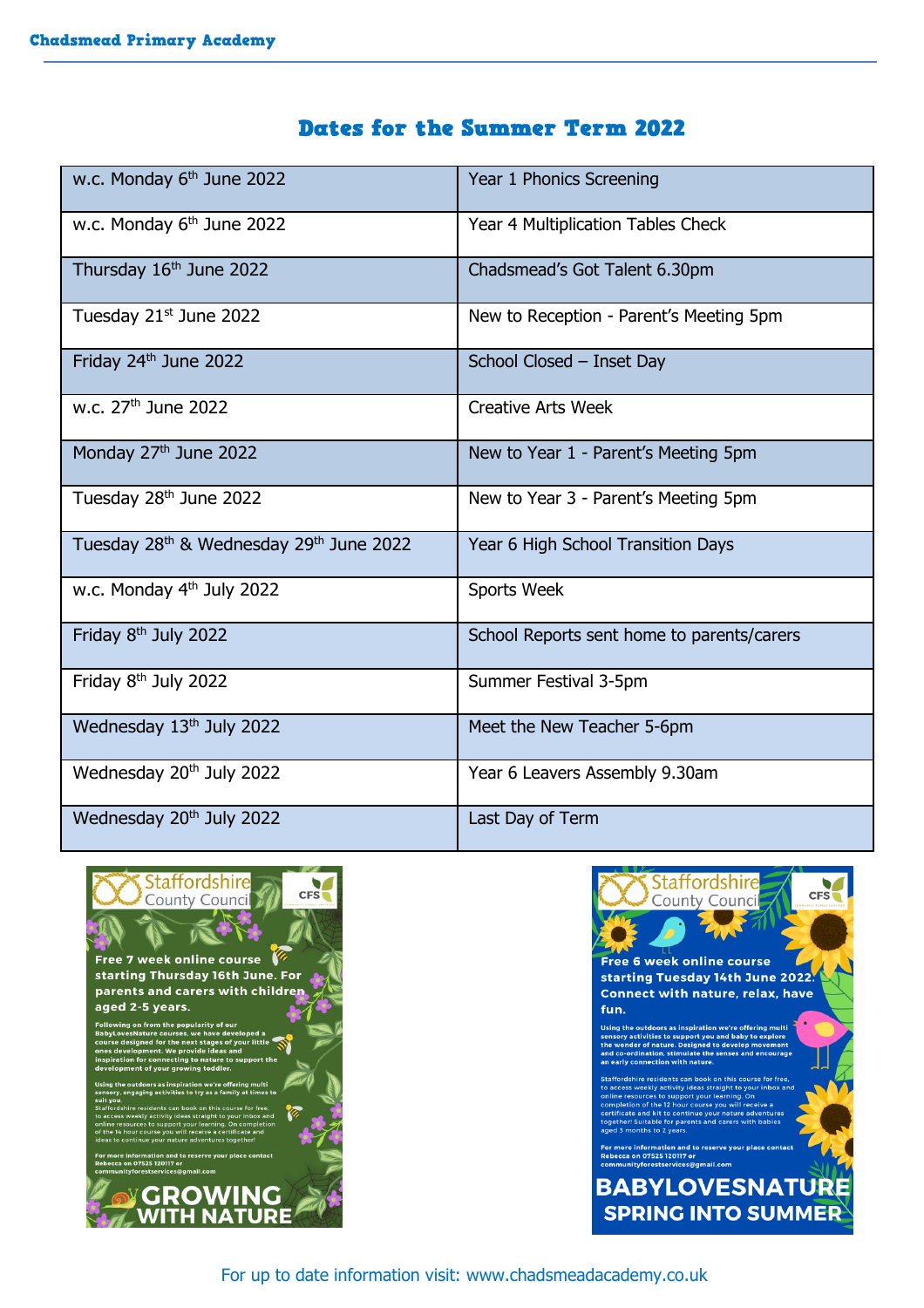## Dates for the Summer Term 2022

| | |
|---|---|
| w.c. Monday 6th June 2022 | Year 1 Phonics Screening |
| w.c. Monday 6th June 2022 | Year 4 Multiplication Tables Check |
| Thursday 16th June 2022 | Chadsmead's Got Talent 6.30pm |
| Tuesday 21st June 2022 | New to Reception - Parent's Meeting 5pm |
| Friday 24th June 2022 | School Closed – Inset Day |
| w.c. 27th June 2022 | Creative Arts Week |
| Monday 27th June 2022 | New to Year 1 - Parent's Meeting 5pm |
| Tuesday 28th June 2022 | New to Year 3 - Parent's Meeting 5pm |
| Tuesday 28th & Wednesday 29th June 2022 | Year 6 High School Transition Days |
| w.c. Monday 4th July 2022 | Sports Week |
| Friday 8th July 2022 | School Reports sent home to parents/carers |
| Friday 8th July 2022 | Summer Festival 3-5pm |
| Wednesday 13th July 2022 | Meet the New Teacher 5-6pm |
| Wednesday 20th July 2022 | Year 6 Leavers Assembly 9.30am |
| Wednesday 20th July 2022 | Last Day of Term |

Staffordshire County Council

CFS

**Free 7 week online course starting Thursday 16th June. For parents and carers with children aged 2-5 years.**

Following on from the popularity of our BabyLovesNature courses, we have developed a course designed for the next stages of your little ones development. We provide ideas and inspiration for connecting to nature to support the development of your growing toddler.

Using the outdoors as inspiration we're offering multi sensory, engaging activities to try as a family at times to suit you.
Staffordshire residents can book on this course for free, to access weekly activity ideas straight to your inbox and online resources to support your learning. On completion of the 14 hour course you will receive a certificate and ideas to continue your nature adventures together!

For more information and to reserve your place contact Rebecca on 07525 120117 or communityforestservices@gmail.com

**GROWING WITH NATURE**

Staffordshire County Council

CFS

**Free 6 week online course starting Tuesday 14th June 2022. Connect with nature, relax, have fun.**

Using the outdoors as inspiration we're offering multi sensory activities to support you and baby to explore the wonder of nature. Designed to develop movement and co-ordination, stimulate the senses and encourage an early connection with nature.

Staffordshire residents can book on this course for free, to access weekly activity ideas straight to your inbox and online resources to support your learning. On completion of the 12 hour course you will receive a certificate and kit to continue your nature adventures together! Suitable for parents and carers with babies aged 3 months to 2 years.

For more information and to reserve your place contact Rebecca on 07525 120117 or communityforestservices@gmail.com

**BABYLOVESNATURE SPRING INTO SUMMER**

For up to date information visit: www.chadsmeadacademy.co.uk